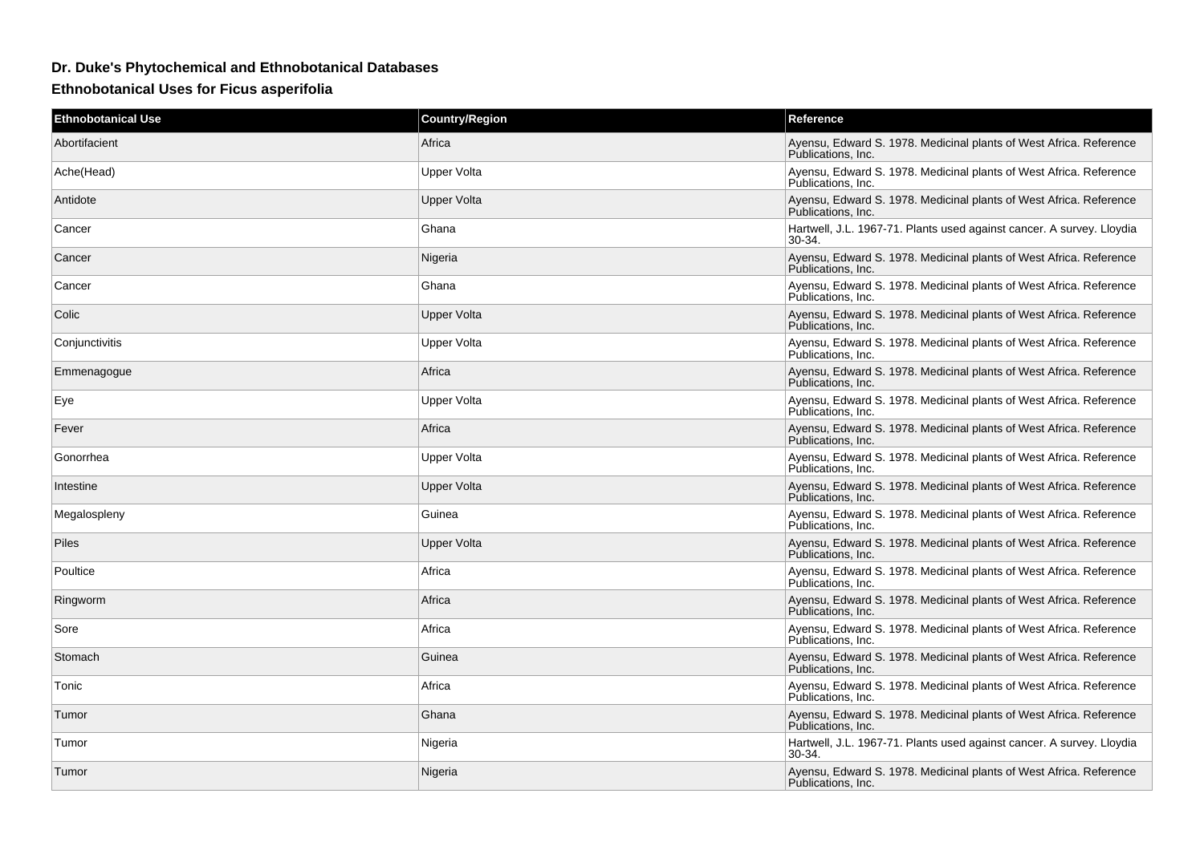## Dr. Duke's Phytochemical and Ethnobotanical Databases

### Ethnobotanical Uses for Ficus asperifolia

| Ethnobotanical Use | Country/Region | Reference |
|---|---|---|
| Abortifacient | Africa | Ayensu, Edward S. 1978. Medicinal plants of West Africa. Reference Publications, Inc. |
| Ache(Head) | Upper Volta | Ayensu, Edward S. 1978. Medicinal plants of West Africa. Reference Publications, Inc. |
| Antidote | Upper Volta | Ayensu, Edward S. 1978. Medicinal plants of West Africa. Reference Publications, Inc. |
| Cancer | Ghana | Hartwell, J.L. 1967-71. Plants used against cancer. A survey. Lloydia 30-34. |
| Cancer | Nigeria | Ayensu, Edward S. 1978. Medicinal plants of West Africa. Reference Publications, Inc. |
| Cancer | Ghana | Ayensu, Edward S. 1978. Medicinal plants of West Africa. Reference Publications, Inc. |
| Colic | Upper Volta | Ayensu, Edward S. 1978. Medicinal plants of West Africa. Reference Publications, Inc. |
| Conjunctivitis | Upper Volta | Ayensu, Edward S. 1978. Medicinal plants of West Africa. Reference Publications, Inc. |
| Emmenagogue | Africa | Ayensu, Edward S. 1978. Medicinal plants of West Africa. Reference Publications, Inc. |
| Eye | Upper Volta | Ayensu, Edward S. 1978. Medicinal plants of West Africa. Reference Publications, Inc. |
| Fever | Africa | Ayensu, Edward S. 1978. Medicinal plants of West Africa. Reference Publications, Inc. |
| Gonorrhea | Upper Volta | Ayensu, Edward S. 1978. Medicinal plants of West Africa. Reference Publications, Inc. |
| Intestine | Upper Volta | Ayensu, Edward S. 1978. Medicinal plants of West Africa. Reference Publications, Inc. |
| Megalospleny | Guinea | Ayensu, Edward S. 1978. Medicinal plants of West Africa. Reference Publications, Inc. |
| Piles | Upper Volta | Ayensu, Edward S. 1978. Medicinal plants of West Africa. Reference Publications, Inc. |
| Poultice | Africa | Ayensu, Edward S. 1978. Medicinal plants of West Africa. Reference Publications, Inc. |
| Ringworm | Africa | Ayensu, Edward S. 1978. Medicinal plants of West Africa. Reference Publications, Inc. |
| Sore | Africa | Ayensu, Edward S. 1978. Medicinal plants of West Africa. Reference Publications, Inc. |
| Stomach | Guinea | Ayensu, Edward S. 1978. Medicinal plants of West Africa. Reference Publications, Inc. |
| Tonic | Africa | Ayensu, Edward S. 1978. Medicinal plants of West Africa. Reference Publications, Inc. |
| Tumor | Ghana | Ayensu, Edward S. 1978. Medicinal plants of West Africa. Reference Publications, Inc. |
| Tumor | Nigeria | Hartwell, J.L. 1967-71. Plants used against cancer. A survey. Lloydia 30-34. |
| Tumor | Nigeria | Ayensu, Edward S. 1978. Medicinal plants of West Africa. Reference Publications, Inc. |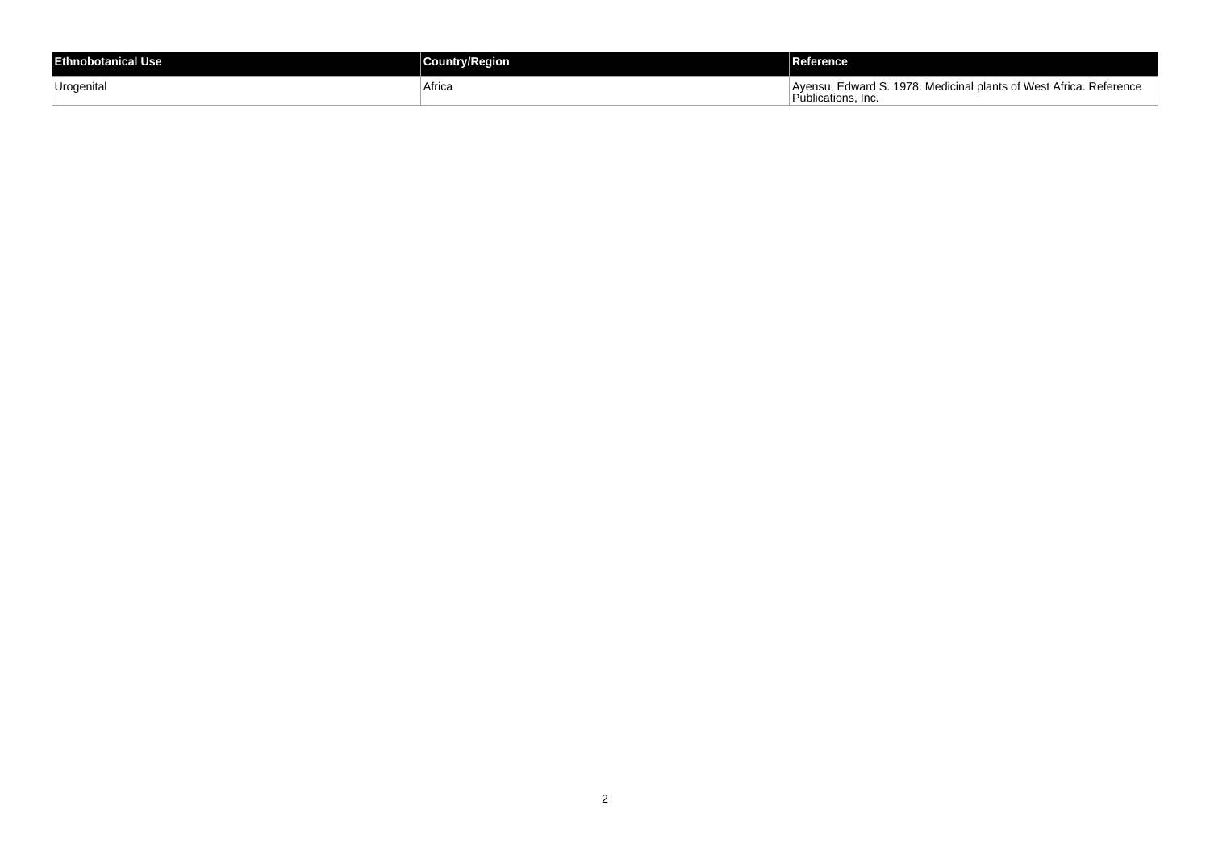| Ethnobotanical Use | Country/Region | Reference |
| --- | --- | --- |
| Urogenital | Africa | Ayensu, Edward S. 1978. Medicinal plants of West Africa. Reference Publications, Inc. |